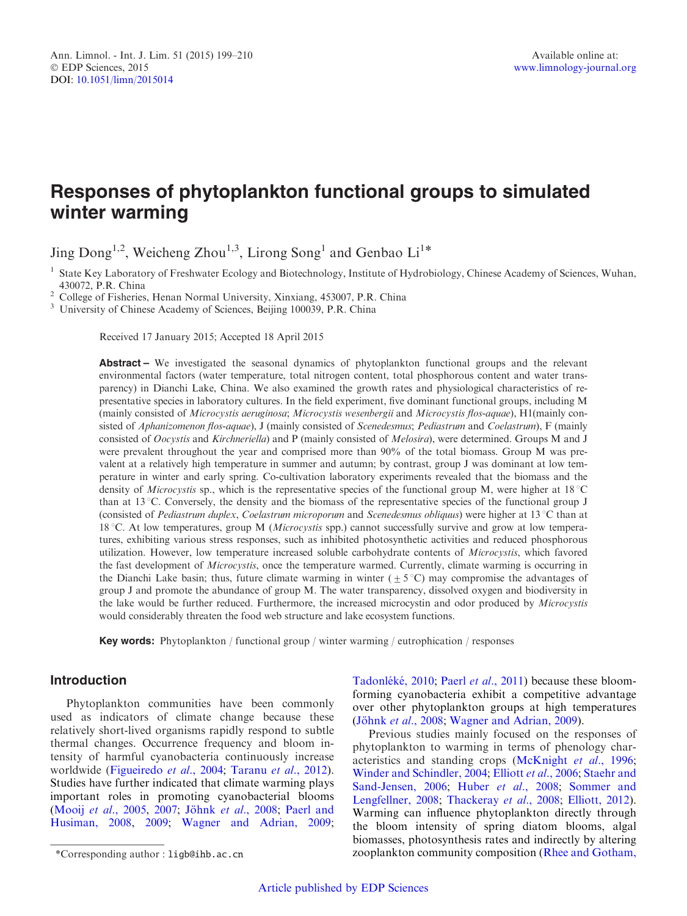# Responses of phytoplankton functional groups to simulated winter warming

Jing Dong[1,2], Weicheng Zhou[1,3], Lirong Song[1] and Genbao Li[1]*

[1] State Key Laboratory of Freshwater Ecology and Biotechnology, Institute of Hydrobiology, Chinese Academy of Sciences, Wuhan, 430072, P.R. China

[2] College of Fisheries, Henan Normal University, Xinxiang, 453007, P.R. China

[3] University of Chinese Academy of Sciences, Beijing 100039, P.R. China

Received 17 January 2015; Accepted 18 April 2015

**Abstract –** We investigated the seasonal dynamics of phytoplankton functional groups and the relevant environmental factors (water temperature, total nitrogen content, total phosphorous content and water transparency) in Dianchi Lake, China. We also examined the growth rates and physiological characteristics of representative species in laboratory cultures. In the field experiment, five dominant functional groups, including M (mainly consisted of *Microcystis aeruginosa*; *Microcystis wesenbergii* and *Microcystis flos-aquae*), H1(mainly consisted of *Aphanizomenon flos-aquae*), J (mainly consisted of *Scenedesmus*; *Pediastrum* and *Coelastrum*), F (mainly consisted of *Oocystis* and *Kirchneriella*) and P (mainly consisted of *Melosira*), were determined. Groups M and J were prevalent throughout the year and comprised more than 90% of the total biomass. Group M was prevalent at a relatively high temperature in summer and autumn; by contrast, group J was dominant at low temperature in winter and early spring. Co-cultivation laboratory experiments revealed that the biomass and the density of *Microcystis* sp., which is the representative species of the functional group M, were higher at 18 °C than at 13 °C. Conversely, the density and the biomass of the representative species of the functional group J (consisted of *Pediastrum duplex*, *Coelastrum microporum* and *Scenedesmus obliquus*) were higher at 13 °C than at 18 °C. At low temperatures, group M (*Microcystis* spp.) cannot successfully survive and grow at low temperatures, exhibiting various stress responses, such as inhibited photosynthetic activities and reduced phosphorous utilization. However, low temperature increased soluble carbohydrate contents of *Microcystis*, which favored the fast development of *Microcystis*, once the temperature warmed. Currently, climate warming is occurring in the Dianchi Lake basin; thus, future climate warming in winter ($\pm 5$ °C) may compromise the advantages of group J and promote the abundance of group M. The water transparency, dissolved oxygen and biodiversity in the lake would be further reduced. Furthermore, the increased microcystin and odor produced by *Microcystis* would considerably threaten the food web structure and lake ecosystem functions.

**Key words:** Phytoplankton / functional group / winter warming / eutrophication / responses

## Introduction

Phytoplankton communities have been commonly used as indicators of climate change because these relatively short-lived organisms rapidly respond to subtle thermal changes. Occurrence frequency and bloom intensity of harmful cyanobacteria continuously increase worldwide (Figueiredo *et al*., 2004; Taranu *et al*., 2012). Studies have further indicated that climate warming plays important roles in promoting cyanobacterial blooms (Mooij *et al*., 2005, 2007; Jöhnk *et al*., 2008; Paerl and Husiman, 2008, 2009; Wagner and Adrian, 2009; Tadonléké, 2010; Paerl *et al*., 2011) because these bloom-forming cyanobacteria exhibit a competitive advantage over other phytoplankton groups at high temperatures (Jöhnk *et al*., 2008; Wagner and Adrian, 2009).

Previous studies mainly focused on the responses of phytoplankton to warming in terms of phenology characteristics and standing crops (McKnight *et al*., 1996; Winder and Schindler, 2004; Elliott *et al*., 2006; Staehr and Sand-Jensen, 2006; Huber *et al*., 2008; Sommer and Lengfellner, 2008; Thackeray *et al*., 2008; Elliott, 2012). Warming can influence phytoplankton directly through the bloom intensity of spring diatom blooms, algal biomasses, photosynthesis rates and indirectly by altering zooplankton community composition (Rhee and Gotham,

*Corresponding author : ligb@ihb.ac.cn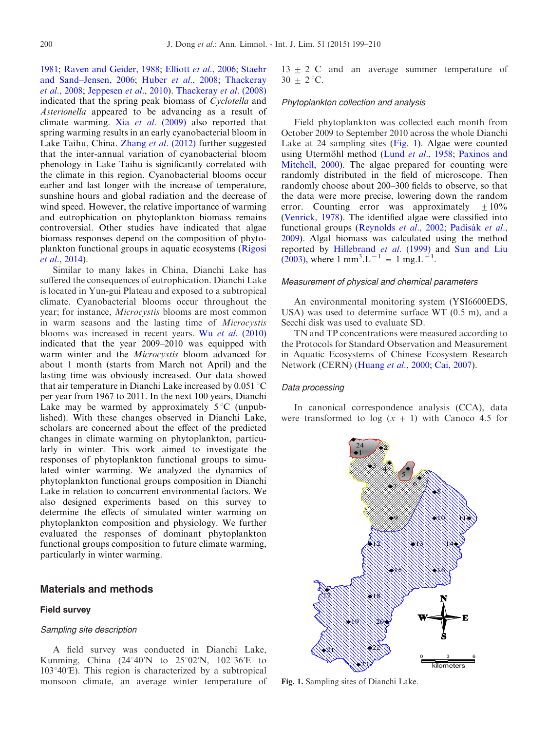1981; Raven and Geider, 1988; Elliott *et al*., 2006; Staehr and Sand–Jensen, 2006; Huber *et al*., 2008; Thackeray *et al*., 2008; Jeppesen *et al*., 2010). Thackeray *et al*. (2008) indicated that the spring peak biomass of *Cyclotella* and *Asterionella* appeared to be advancing as a result of climate warming. Xia *et al*. (2009) also reported that spring warming results in an early cyanobacterial bloom in Lake Taihu, China. Zhang *et al*. (2012) further suggested that the inter-annual variation of cyanobacterial bloom phenology in Lake Taihu is significantly correlated with the climate in this region. Cyanobacterial blooms occur earlier and last longer with the increase of temperature, sunshine hours and global radiation and the decrease of wind speed. However, the relative importance of warming and eutrophication on phytoplankton biomass remains controversial. Other studies have indicated that algae biomass responses depend on the composition of phytoplankton functional groups in aquatic ecosystems (Rigosi *et al*., 2014).

Similar to many lakes in China, Dianchi Lake has suffered the consequences of eutrophication. Dianchi Lake is located in Yun-gui Plateau and exposed to a subtropical climate. Cyanobacterial blooms occur throughout the year; for instance, *Microcystis* blooms are most common in warm seasons and the lasting time of *Microcystis* blooms was increased in recent years. Wu *et al*. (2010) indicated that the year 2009–2010 was equipped with warm winter and the *Microcystis* bloom advanced for about 1 month (starts from March not April) and the lasting time was obviously increased. Our data showed that air temperature in Dianchi Lake increased by 0.051 °C per year from 1967 to 2011. In the next 100 years, Dianchi Lake may be warmed by approximately 5 °C (unpublished). With these changes observed in Dianchi Lake, scholars are concerned about the effect of the predicted changes in climate warming on phytoplankton, particularly in winter. This work aimed to investigate the responses of phytoplankton functional groups to simulated winter warming. We analyzed the dynamics of phytoplankton functional groups composition in Dianchi Lake in relation to concurrent environmental factors. We also designed experiments based on this survey to determine the effects of simulated winter warming on phytoplankton composition and physiology. We further evaluated the responses of dominant phytoplankton functional groups composition to future climate warming, particularly in winter warming.

## Materials and methods

### Field survey

#### Sampling site description

A field survey was conducted in Dianchi Lake, Kunming, China (24°40′N to 25°02′N, 102°36′E to 103°40′E). This region is characterized by a subtropical monsoon climate, an average winter temperature of 13 ± 2 °C and an average summer temperature of 30 ± 2 °C.

#### Phytoplankton collection and analysis

Field phytoplankton was collected each month from October 2009 to September 2010 across the whole Dianchi Lake at 24 sampling sites (Fig. 1). Algae were counted using Utermöhl method (Lund *et al*., 1958; Paxinos and Mitchell, 2000). The algae prepared for counting were randomly distributed in the field of microscope. Then randomly choose about 200–300 fields to observe, so that the data were more precise, lowering down the random error. Counting error was approximately ± 10% (Venrick, 1978). The identified algae were classified into functional groups (Reynolds *et al*., 2002; Padisák *et al*., 2009). Algal biomass was calculated using the method reported by Hillebrand *et al*. (1999) and Sun and Liu (2003), where 1 $mm^3.L^{-1}$ = 1 $mg.L^{-1}$.

#### Measurement of physical and chemical parameters

An environmental monitoring system (YSI6600EDS, USA) was used to determine surface WT (0.5 m), and a Secchi disk was used to evaluate SD.

TN and TP concentrations were measured according to the Protocols for Standard Observation and Measurement in Aquatic Ecosystems of Chinese Ecosystem Research Network (CERN) (Huang *et al*., 2000; Cai, 2007).

#### Data processing

In canonical correspondence analysis (CCA), data were transformed to log (*x* + 1) with Canoco 4.5 for

**Fig. 1.** Sampling sites of Dianchi Lake.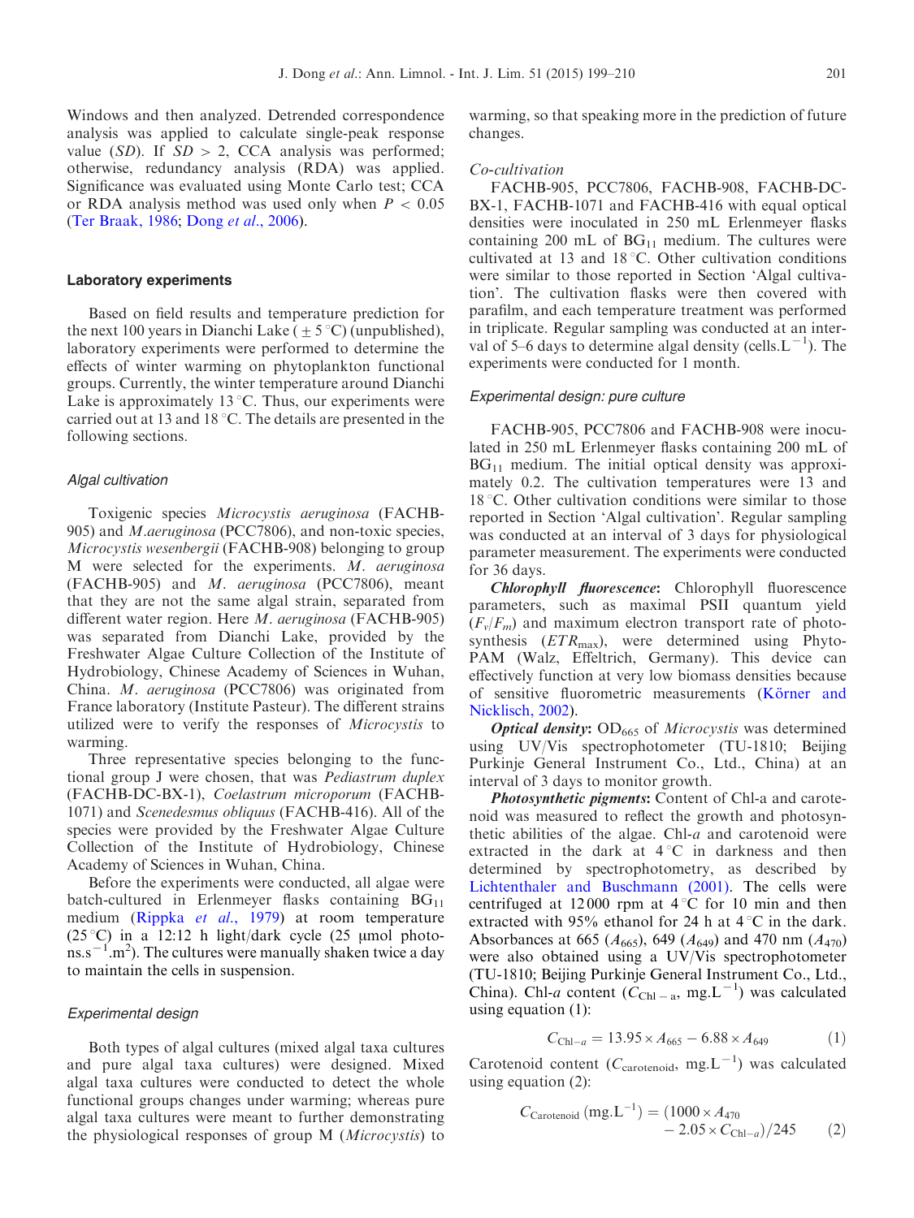Windows and then analyzed. Detrended correspondence analysis was applied to calculate single-peak response value (*SD*). If $SD > 2$, CCA analysis was performed; otherwise, redundancy analysis (RDA) was applied. Significance was evaluated using Monte Carlo test; CCA or RDA analysis method was used only when $P < 0.05$ (Ter Braak, 1986; Dong *et al*., 2006).

### Laboratory experiments

Based on field results and temperature prediction for the next 100 years in Dianchi Lake ($\pm 5\,^{\circ}$C) (unpublished), laboratory experiments were performed to determine the effects of winter warming on phytoplankton functional groups. Currently, the winter temperature around Dianchi Lake is approximately 13 °C. Thus, our experiments were carried out at 13 and 18 °C. The details are presented in the following sections.

#### Algal cultivation

Toxigenic species *Microcystis aeruginosa* (FACHB-905) and *M.aeruginosa* (PCC7806), and non-toxic species, *Microcystis wesenbergii* (FACHB-908) belonging to group M were selected for the experiments. *M. aeruginosa* (FACHB-905) and *M. aeruginosa* (PCC7806), meant that they are not the same algal strain, separated from different water region. Here *M. aeruginosa* (FACHB-905) was separated from Dianchi Lake, provided by the Freshwater Algae Culture Collection of the Institute of Hydrobiology, Chinese Academy of Sciences in Wuhan, China. *M. aeruginosa* (PCC7806) was originated from France laboratory (Institute Pasteur). The different strains utilized were to verify the responses of *Microcystis* to warming.

Three representative species belonging to the functional group J were chosen, that was *Pediastrum duplex* (FACHB-DC-BX-1), *Coelastrum microporum* (FACHB-1071) and *Scenedesmus obliquus* (FACHB-416). All of the species were provided by the Freshwater Algae Culture Collection of the Institute of Hydrobiology, Chinese Academy of Sciences in Wuhan, China.

Before the experiments were conducted, all algae were batch-cultured in Erlenmeyer flasks containing $BG_{11}$ medium (Rippka *et al*., 1979) at room temperature (25 °C) in a 12:12 h light/dark cycle (25 μmol photons.$s^{-1}$.$m^2$). The cultures were manually shaken twice a day to maintain the cells in suspension.

#### Experimental design

Both types of algal cultures (mixed algal taxa cultures and pure algal taxa cultures) were designed. Mixed algal taxa cultures were conducted to detect the whole functional groups changes under warming; whereas pure algal taxa cultures were meant to further demonstrating the physiological responses of group M (*Microcystis*) to warming, so that speaking more in the prediction of future changes.

#### Co-cultivation

FACHB-905, PCC7806, FACHB-908, FACHB-DC-BX-1, FACHB-1071 and FACHB-416 with equal optical densities were inoculated in 250 mL Erlenmeyer flasks containing 200 mL of $BG_{11}$ medium. The cultures were cultivated at 13 and 18 °C. Other cultivation conditions were similar to those reported in Section 'Algal cultivation'. The cultivation flasks were then covered with parafilm, and each temperature treatment was performed in triplicate. Regular sampling was conducted at an interval of 5–6 days to determine algal density (cells.$L^{-1}$). The experiments were conducted for 1 month.

#### Experimental design: pure culture

FACHB-905, PCC7806 and FACHB-908 were inoculated in 250 mL Erlenmeyer flasks containing 200 mL of $BG_{11}$ medium. The initial optical density was approximately 0.2. The cultivation temperatures were 13 and 18 °C. Other cultivation conditions were similar to those reported in Section 'Algal cultivation'. Regular sampling was conducted at an interval of 3 days for physiological parameter measurement. The experiments were conducted for 36 days.

***Chlorophyll fluorescence*:** Chlorophyll fluorescence parameters, such as maximal PSII quantum yield ($F_v/F_m$) and maximum electron transport rate of photosynthesis ($ETR_{max}$), were determined using Phyto-PAM (Walz, Effeltrich, Germany). This device can effectively function at very low biomass densities because of sensitive fluorometric measurements (Körner and Nicklisch, 2002).

***Optical density*:** $OD_{665}$ of *Microcystis* was determined using UV/Vis spectrophotometer (TU-1810; Beijing Purkinje General Instrument Co., Ltd., China) at an interval of 3 days to monitor growth.

***Photosynthetic pigments*:** Content of Chl-a and carotenoid was measured to reflect the growth and photosynthetic abilities of the algae. Chl-*a* and carotenoid were extracted in the dark at 4 °C in darkness and then determined by spectrophotometry, as described by Lichtenthaler and Buschmann (2001). The cells were centrifuged at 12 000 rpm at 4 °C for 10 min and then extracted with 95% ethanol for 24 h at 4 °C in the dark. Absorbances at 665 ($A_{665}$), 649 ($A_{649}$) and 470 nm ($A_{470}$) were also obtained using a UV/Vis spectrophotometer (TU-1810; Beijing Purkinje General Instrument Co., Ltd., China). Chl-*a* content ($C_{\mathrm{Chl-a}}$, mg.$L^{-1}$) was calculated using equation (1):

$$C_{\mathrm{Chl-}a} = 13.95 \times A_{665} - 6.88 \times A_{649} \tag{1}$$

Carotenoid content ($C_{\mathrm{carotenoid}}$, mg.$L^{-1}$) was calculated using equation (2):

$$C_{\mathrm{Carotenoid}}\,(\mathrm{mg.L^{-1}}) = (1000 \times A_{470} - 2.05 \times C_{\mathrm{Chl-}a})/245 \tag{2}$$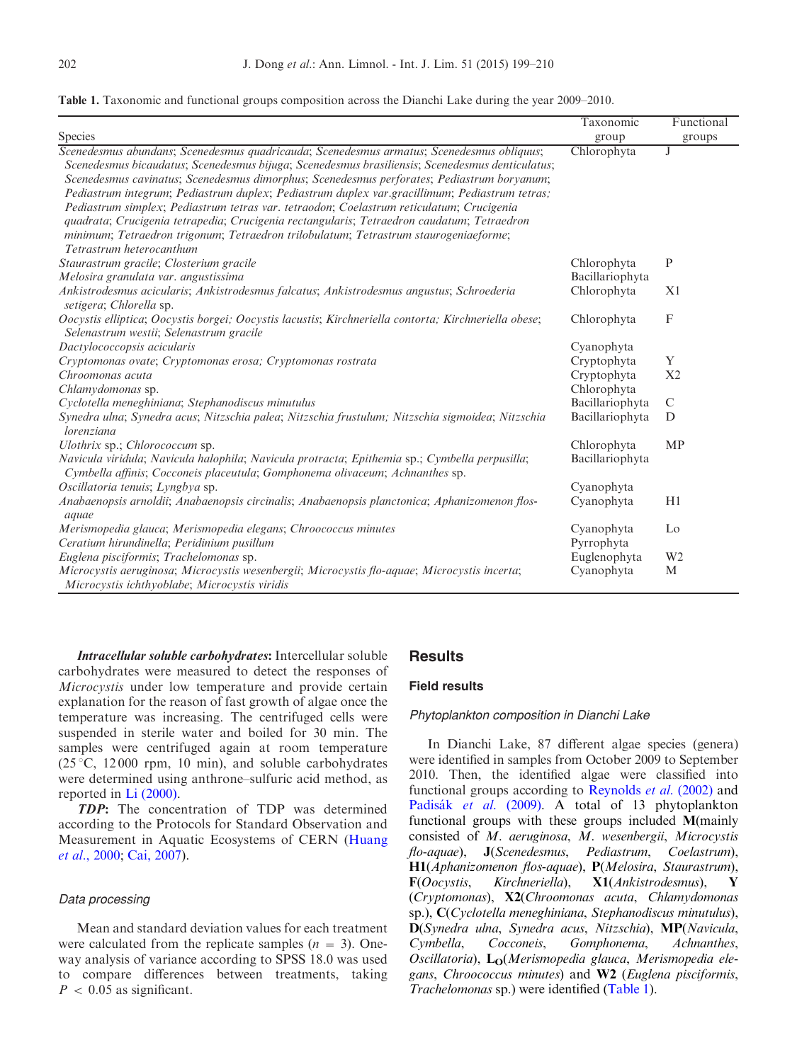**Table 1.** Taxonomic and functional groups composition across the Dianchi Lake during the year 2009–2010.

| Species | Taxonomic group | Functional groups |
|---|---|---|
| *Scenedesmus abundans*; *Scenedesmus quadricauda*; *Scenedesmus armatus*; *Scenedesmus obliquus*; *Scenedesmus bicaudatus*; *Scenedesmus bijuga*; *Scenedesmus brasiliensis*; *Scenedesmus denticulatus*; *Scenedesmus cavinatus*; *Scenedesmus dimorphus*; *Scenedesmus perforates*; *Pediastrum boryanum*; *Pediastrum integrum*; *Pediastrum duplex*; *Pediastrum duplex var.gracillimum*; *Pediastrum tetras;* *Pediastrum simplex*; *Pediastrum tetras var. tetraodon*; *Coelastrum reticulatum*; *Crucigenia quadrata*; *Crucigenia tetrapedia*; *Crucigenia rectangularis*; *Tetraedron caudatum*; *Tetraedron minimum*; *Tetraedron trigonum*; *Tetraedron trilobulatum*; *Tetrastrum staurogeniaeforme*; *Tetrastrum heterocanthum* | Chlorophyta | J |
| *Staurastrum gracile*; *Closterium gracile* | Chlorophyta | P |
| *Melosira granulata var. angustissima* | Bacillariophyta | |
| *Ankistrodesmus acicularis*; *Ankistrodesmus falcatus*; *Ankistrodesmus angustus*; *Schroederia setigera*; *Chlorella* sp. | Chlorophyta | X1 |
| *Oocystis elliptica*; *Oocystis borgei; Oocystis lacustis*; *Kirchneriella contorta; Kirchneriella obese*; *Selenastrum westii*; *Selenastrum gracile* | Chlorophyta | F |
| *Dactylococcopsis acicularis* | Cyanophyta | |
| *Cryptomonas ovate*; *Cryptomonas erosa; Cryptomonas rostrata* | Cryptophyta | Y |
| *Chroomonas acuta* | Cryptophyta | X2 |
| *Chlamydomonas* sp. | Chlorophyta | |
| *Cyclotella meneghiniana*; *Stephanodiscus minutulus* | Bacillariophyta | C |
| *Synedra ulna*; *Synedra acus*; *Nitzschia palea*; *Nitzschia frustulum; Nitzschia sigmoidea*; *Nitzschia lorenziana* | Bacillariophyta | D |
| *Ulothrix* sp.; *Chlorococcum* sp. | Chlorophyta | MP |
| *Navicula viridula*; *Navicula halophila*; *Navicula protracta*; *Epithemia* sp.; *Cymbella perpusilla*; *Cymbella affinis*; *Cocconeis placeutula*; *Gomphonema olivaceum*; *Achnanthes* sp. | Bacillariophyta | |
| *Oscillatoria tenuis*; *Lyngbya* sp. | Cyanophyta | |
| *Anabaenopsis arnoldii*; *Anabaenopsis circinalis*; *Anabaenopsis planctonica*; *Aphanizomenon flos-aquae* | Cyanophyta | H1 |
| *Merismopedia glauca*; *Merismopedia elegans*; *Chroococcus minutes* | Cyanophyta | Lo |
| *Ceratium hirundinella*; *Peridinium pusillum* | Pyrrophyta | |
| *Euglena pisciformis*; *Trachelomonas* sp. | Euglenophyta | W2 |
| *Microcystis aeruginosa*; *Microcystis wesenbergii*; *Microcystis flo-aquae*; *Microcystis incerta*; *Microcystis ichthyoblabe*; *Microcystis viridis* | Cyanophyta | M |

***Intracellular soluble carbohydrates*:** Intercellular soluble carbohydrates were measured to detect the responses of *Microcystis* under low temperature and provide certain explanation for the reason of fast growth of algae once the temperature was increasing. The centrifuged cells were suspended in sterile water and boiled for 30 min. The samples were centrifuged again at room temperature (25 °C, 12 000 rpm, 10 min), and soluble carbohydrates were determined using anthrone–sulfuric acid method, as reported in Li (2000).

***TDP*:** The concentration of TDP was determined according to the Protocols for Standard Observation and Measurement in Aquatic Ecosystems of CERN (Huang *et al*., 2000; Cai, 2007).

### *Data processing*

Mean and standard deviation values for each treatment were calculated from the replicate samples ($n = 3$). One-way analysis of variance according to SPSS 18.0 was used to compare differences between treatments, taking $P < 0.05$ as significant.

## Results

### Field results

#### *Phytoplankton composition in Dianchi Lake*

In Dianchi Lake, 87 different algae species (genera) were identified in samples from October 2009 to September 2010. Then, the identified algae were classified into functional groups according to Reynolds *et al*. (2002) and Padisák *et al*. (2009). A total of 13 phytoplankton functional groups with these groups included **M**(mainly consisted of *M. aeruginosa*, *M. wesenbergii*, *Microcystis flo-aquae*), **J**(*Scenedesmus*, *Pediastrum*, *Coelastrum*), **H1**(*Aphanizomenon flos-aquae*), **P**(*Melosira*, *Staurastrum*), **F**(*Oocystis*, *Kirchneriella*), **X1**(*Ankistrodesmus*), **Y** (*Cryptomonas*), **X2**(*Chroomonas acuta*, *Chlamydomonas* sp.), **C**(*Cyclotella meneghiniana*, *Stephanodiscus minutulus*), **D**(*Synedra ulna*, *Synedra acus*, *Nitzschia*), **MP**(*Navicula*, *Cymbella*, *Cocconeis*, *Gomphonema*, *Achnanthes*, *Oscillatoria*), $\mathbf{L_O}$(*Merismopedia glauca*, *Merismopedia elegans*, *Chroococcus minutes*) and **W2** (*Euglena pisciformis*, *Trachelomonas* sp.) were identified (Table 1).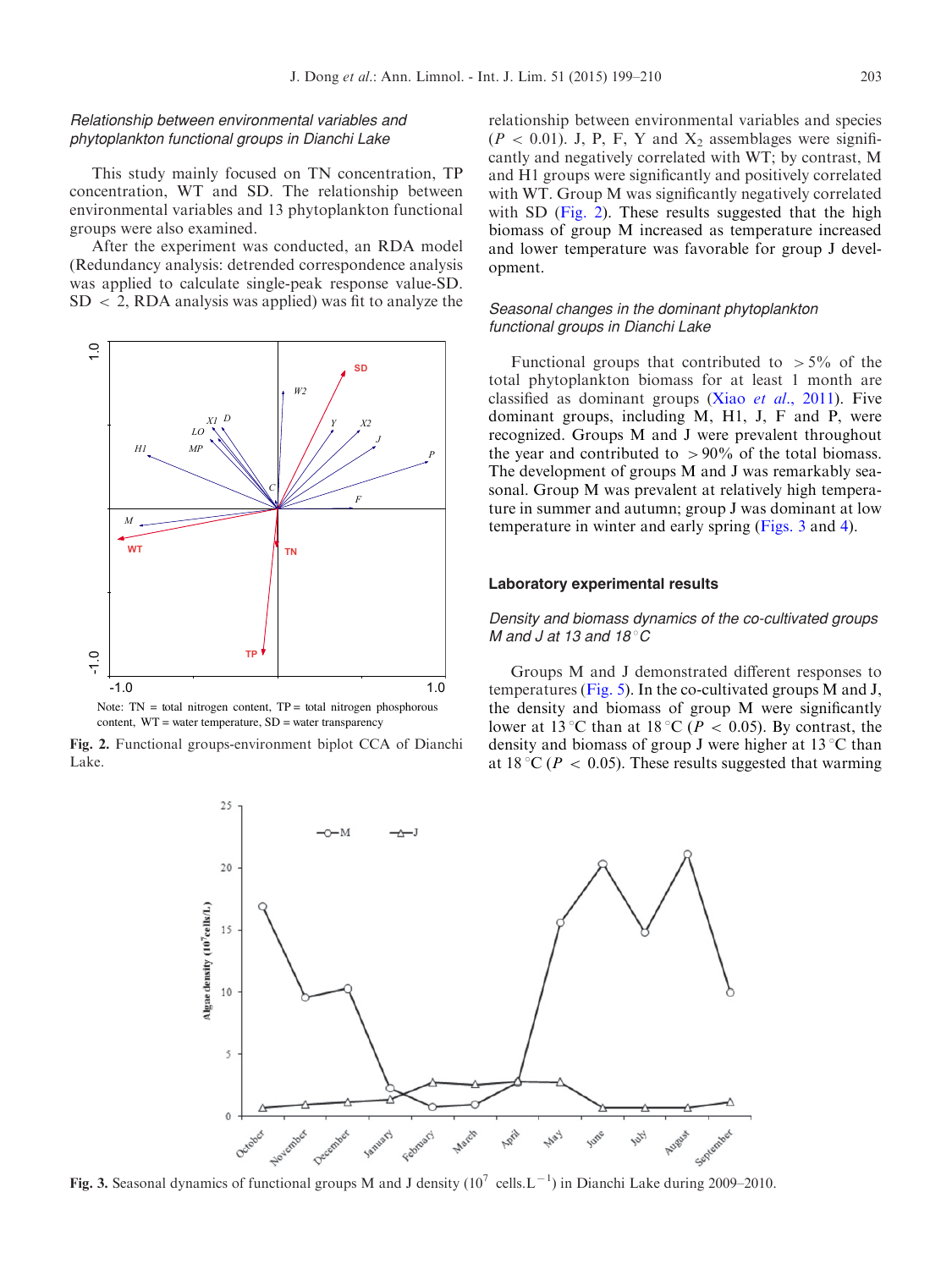### *Relationship between environmental variables and phytoplankton functional groups in Dianchi Lake*

This study mainly focused on TN concentration, TP concentration, WT and SD. The relationship between environmental variables and 13 phytoplankton functional groups were also examined.

After the experiment was conducted, an RDA model (Redundancy analysis: detrended correspondence analysis was applied to calculate single-peak response value-SD. SD $< 2$, RDA analysis was applied) was fit to analyze the relationship between environmental variables and species ($P < 0.01$). J, P, F, Y and $X_2$ assemblages were significantly and negatively correlated with WT; by contrast, M and H1 groups were significantly and positively correlated with WT. Group M was significantly negatively correlated with SD (Fig. 2). These results suggested that the high biomass of group M increased as temperature increased and lower temperature was favorable for group J development.

Note: TN = total nitrogen content, TP = total nitrogen phosphorous content, WT = water temperature, SD = water transparency

**Fig. 2.** Functional groups-environment biplot CCA of Dianchi Lake.

### *Seasonal changes in the dominant phytoplankton functional groups in Dianchi Lake*

Functional groups that contributed to $>5\%$ of the total phytoplankton biomass for at least 1 month are classified as dominant groups (Xiao *et al.*, 2011). Five dominant groups, including M, H1, J, F and P, were recognized. Groups M and J were prevalent throughout the year and contributed to $>90\%$ of the total biomass. The development of groups M and J was remarkably seasonal. Group M was prevalent at relatively high temperature in summer and autumn; group J was dominant at low temperature in winter and early spring (Figs. 3 and 4).

## Laboratory experimental results

### *Density and biomass dynamics of the co-cultivated groups M and J at 13 and 18°C*

Groups M and J demonstrated different responses to temperatures (Fig. 5). In the co-cultivated groups M and J, the density and biomass of group M were significantly lower at 13 °C than at 18 °C ($P < 0.05$). By contrast, the density and biomass of group J were higher at 13 °C than at 18 °C ($P < 0.05$). These results suggested that warming

**Fig. 3.** Seasonal dynamics of functional groups M and J density ($10^7$ cells.L$^{-1}$) in Dianchi Lake during 2009–2010.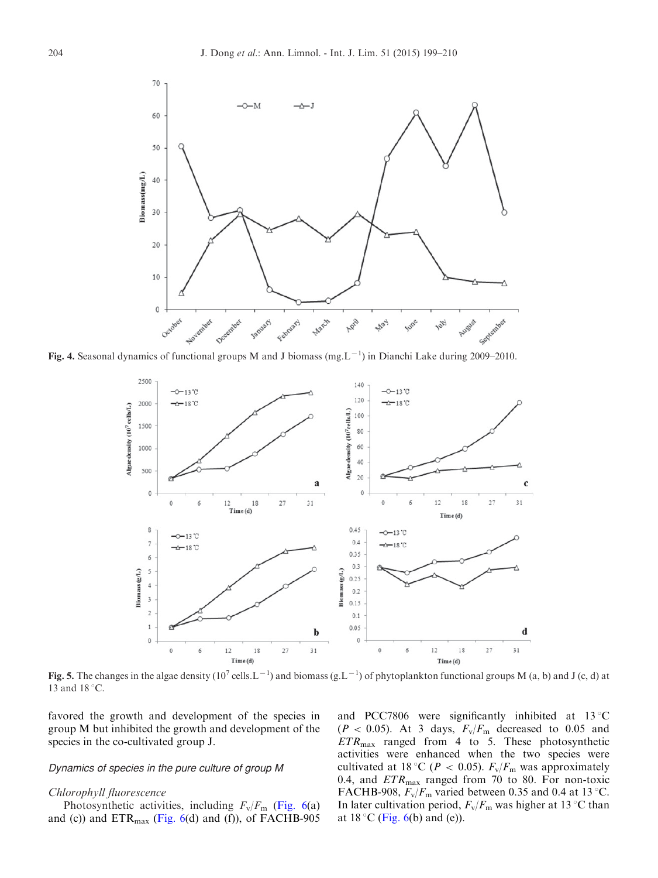Fig. 4. Seasonal dynamics of functional groups M and J biomass (mg.L$^{-1}$) in Dianchi Lake during 2009–2010.

Fig. 5. The changes in the algae density ($10^7$ cells.L$^{-1}$) and biomass (g.L$^{-1}$) of phytoplankton functional groups M (a, b) and J (c, d) at 13 and 18 °C.

favored the growth and development of the species in group M but inhibited the growth and development of the species in the co-cultivated group J.

### *Dynamics of species in the pure culture of group M*

#### *Chlorophyll fluorescence*

Photosynthetic activities, including $F_v/F_m$ (Fig. 6(a) and (c)) and $ETR_{max}$ (Fig. 6(d) and (f)), of FACHB-905 and PCC7806 were significantly inhibited at 13 °C ($P < 0.05$). At 3 days, $F_v/F_m$ decreased to 0.05 and $ETR_{max}$ ranged from 4 to 5. These photosynthetic activities were enhanced when the two species were cultivated at 18 °C ($P < 0.05$). $F_v/F_m$ was approximately 0.4, and $ETR_{max}$ ranged from 70 to 80. For non-toxic FACHB-908, $F_v/F_m$ varied between 0.35 and 0.4 at 13 °C. In later cultivation period, $F_v/F_m$ was higher at 13 °C than at 18 °C (Fig. 6(b) and (e)).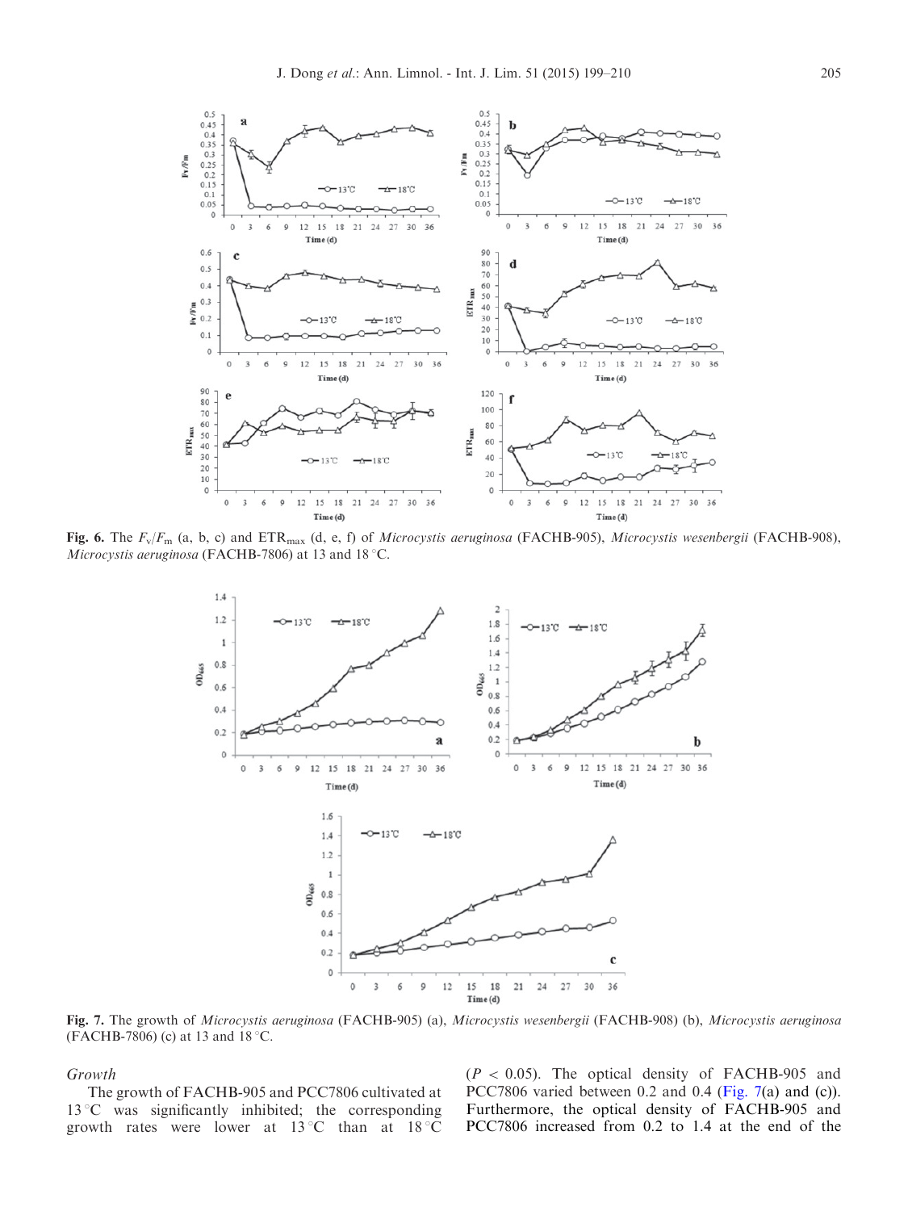**Fig. 6.** The $F_v/F_m$ (a, b, c) and $ETR_{max}$ (d, e, f) of *Microcystis aeruginosa* (FACHB-905), *Microcystis wesenbergii* (FACHB-908), *Microcystis aeruginosa* (FACHB-7806) at 13 and 18 °C.

**Fig. 7.** The growth of *Microcystis aeruginosa* (FACHB-905) (a), *Microcystis wesenbergii* (FACHB-908) (b), *Microcystis aeruginosa* (FACHB-7806) (c) at 13 and 18 °C.

### Growth

The growth of FACHB-905 and PCC7806 cultivated at 13 °C was significantly inhibited; the corresponding growth rates were lower at 13 °C than at 18 °C ($P < 0.05$). The optical density of FACHB-905 and PCC7806 varied between 0.2 and 0.4 (Fig. 7(a) and (c)). Furthermore, the optical density of FACHB-905 and PCC7806 increased from 0.2 to 1.4 at the end of the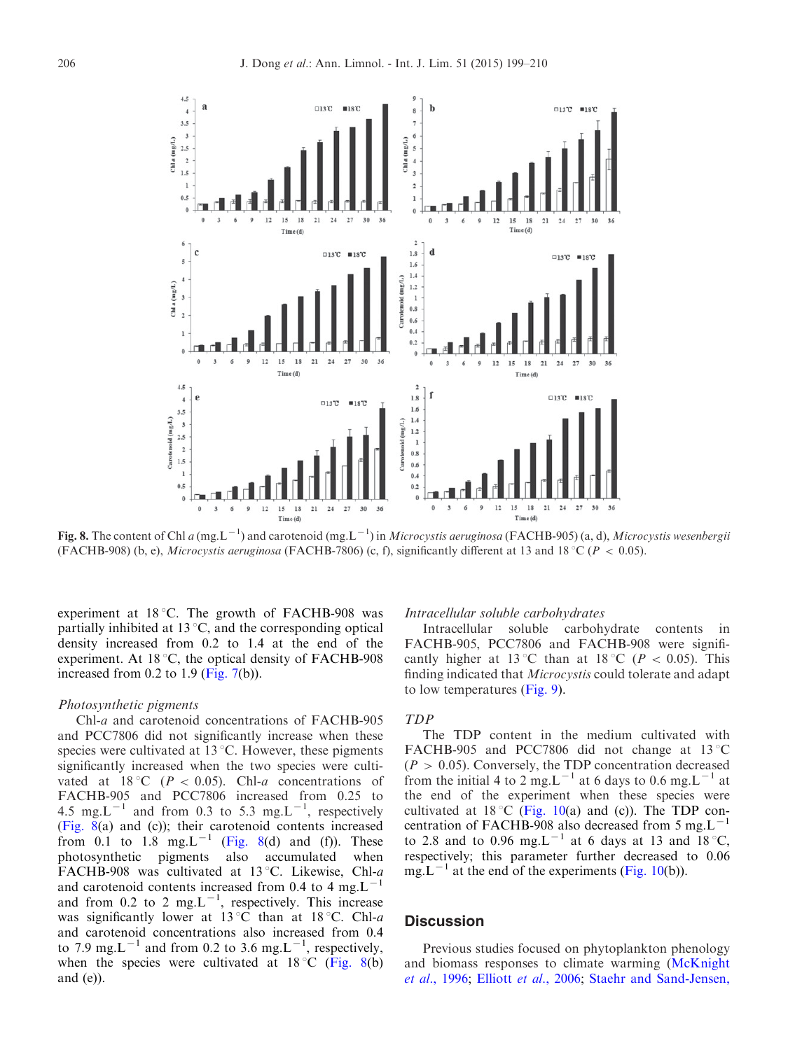**Fig. 8.** The content of Chl *a* (mg.L$^{-1}$) and carotenoid (mg.L$^{-1}$) in *Microcystis aeruginosa* (FACHB-905) (a, d), *Microcystis wesenbergii* (FACHB-908) (b, e), *Microcystis aeruginosa* (FACHB-7806) (c, f), significantly different at 13 and 18 °C ($P < 0.05$).

experiment at 18 °C. The growth of FACHB-908 was partially inhibited at 13 °C, and the corresponding optical density increased from 0.2 to 1.4 at the end of the experiment. At 18 °C, the optical density of FACHB-908 increased from 0.2 to 1.9 (Fig. 7(b)).

### *Photosynthetic pigments*

Chl-*a* and carotenoid concentrations of FACHB-905 and PCC7806 did not significantly increase when these species were cultivated at 13 °C. However, these pigments significantly increased when the two species were cultivated at 18 °C ($P < 0.05$). Chl-*a* concentrations of FACHB-905 and PCC7806 increased from 0.25 to 4.5 mg.L$^{-1}$ and from 0.3 to 5.3 mg.L$^{-1}$, respectively (Fig. 8(a) and (c)); their carotenoid contents increased from 0.1 to 1.8 mg.L$^{-1}$ (Fig. 8(d) and (f)). These photosynthetic pigments also accumulated when FACHB-908 was cultivated at 13 °C. Likewise, Chl-*a* and carotenoid contents increased from 0.4 to 4 mg.L$^{-1}$ and from 0.2 to 2 mg.L$^{-1}$, respectively. This increase was significantly lower at 13 °C than at 18 °C. Chl-*a* and carotenoid concentrations also increased from 0.4 to 7.9 mg.L$^{-1}$ and from 0.2 to 3.6 mg.L$^{-1}$, respectively, when the species were cultivated at 18 °C (Fig. 8(b) and (e)).

### *Intracellular soluble carbohydrates*

Intracellular soluble carbohydrate contents in FACHB-905, PCC7806 and FACHB-908 were significantly higher at 13 °C than at 18 °C ($P < 0.05$). This finding indicated that *Microcystis* could tolerate and adapt to low temperatures (Fig. 9).

### *TDP*

The TDP content in the medium cultivated with FACHB-905 and PCC7806 did not change at 13 °C ($P > 0.05$). Conversely, the TDP concentration decreased from the initial 4 to 2 mg.L$^{-1}$ at 6 days to 0.6 mg.L$^{-1}$ at the end of the experiment when these species were cultivated at 18 °C (Fig. 10(a) and (c)). The TDP concentration of FACHB-908 also decreased from 5 mg.L$^{-1}$ to 2.8 and to 0.96 mg.L$^{-1}$ at 6 days at 13 and 18 °C, respectively; this parameter further decreased to 0.06 mg.L$^{-1}$ at the end of the experiments (Fig. 10(b)).

## Discussion

Previous studies focused on phytoplankton phenology and biomass responses to climate warming (McKnight *et al.*, 1996; Elliott *et al.*, 2006; Staehr and Sand-Jensen,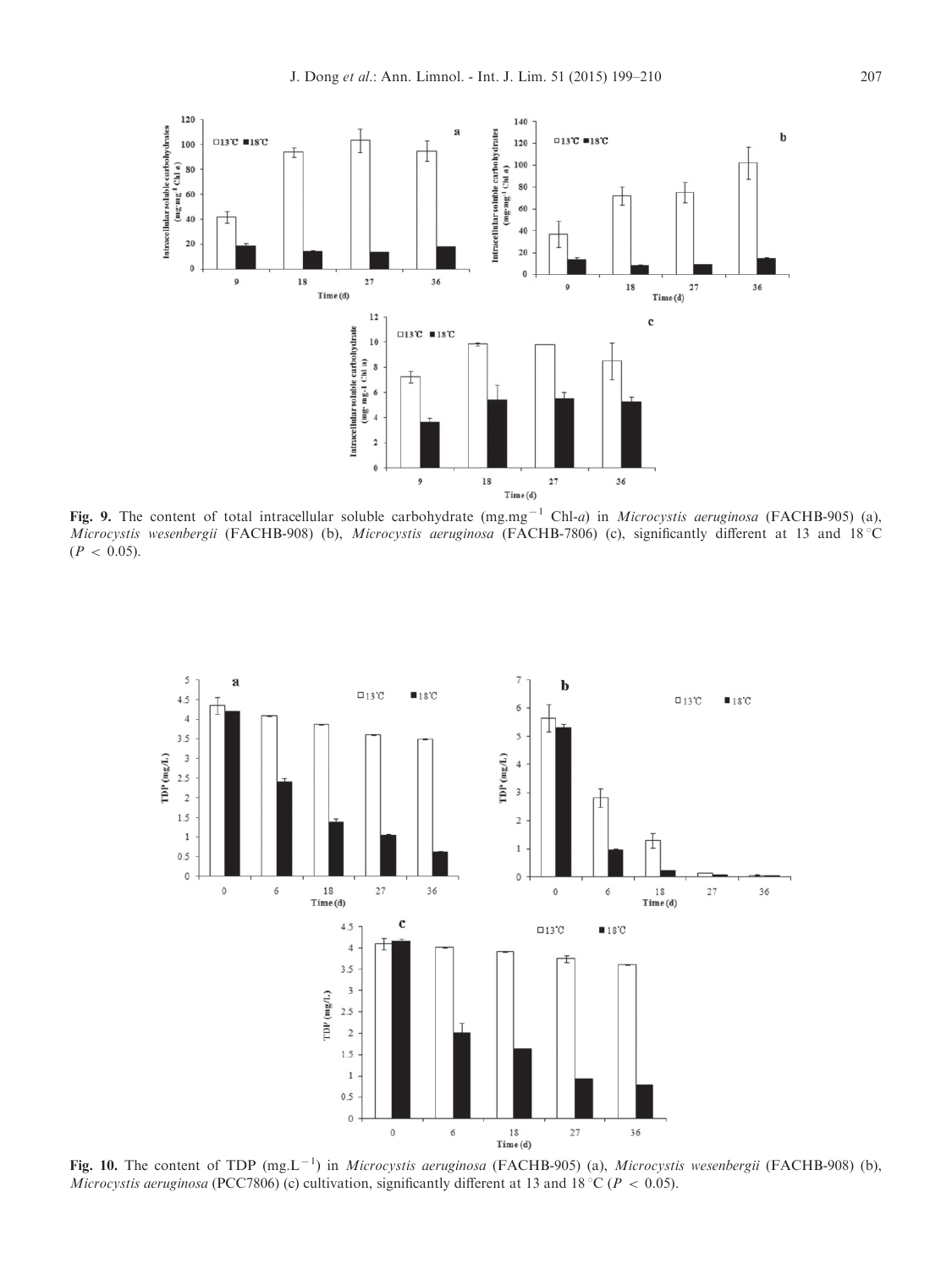**Fig. 9.** The content of total intracellular soluble carbohydrate (mg.mg$^{-1}$ Chl-*a*) in *Microcystis aeruginosa* (FACHB-905) (a), *Microcystis wesenbergii* (FACHB-908) (b), *Microcystis aeruginosa* (FACHB-7806) (c), significantly different at 13 and 18 °C ($P < 0.05$).

**Fig. 10.** The content of TDP (mg.L$^{-1}$) in *Microcystis aeruginosa* (FACHB-905) (a), *Microcystis wesenbergii* (FACHB-908) (b), *Microcystis aeruginosa* (PCC7806) (c) cultivation, significantly different at 13 and 18 °C ($P < 0.05$).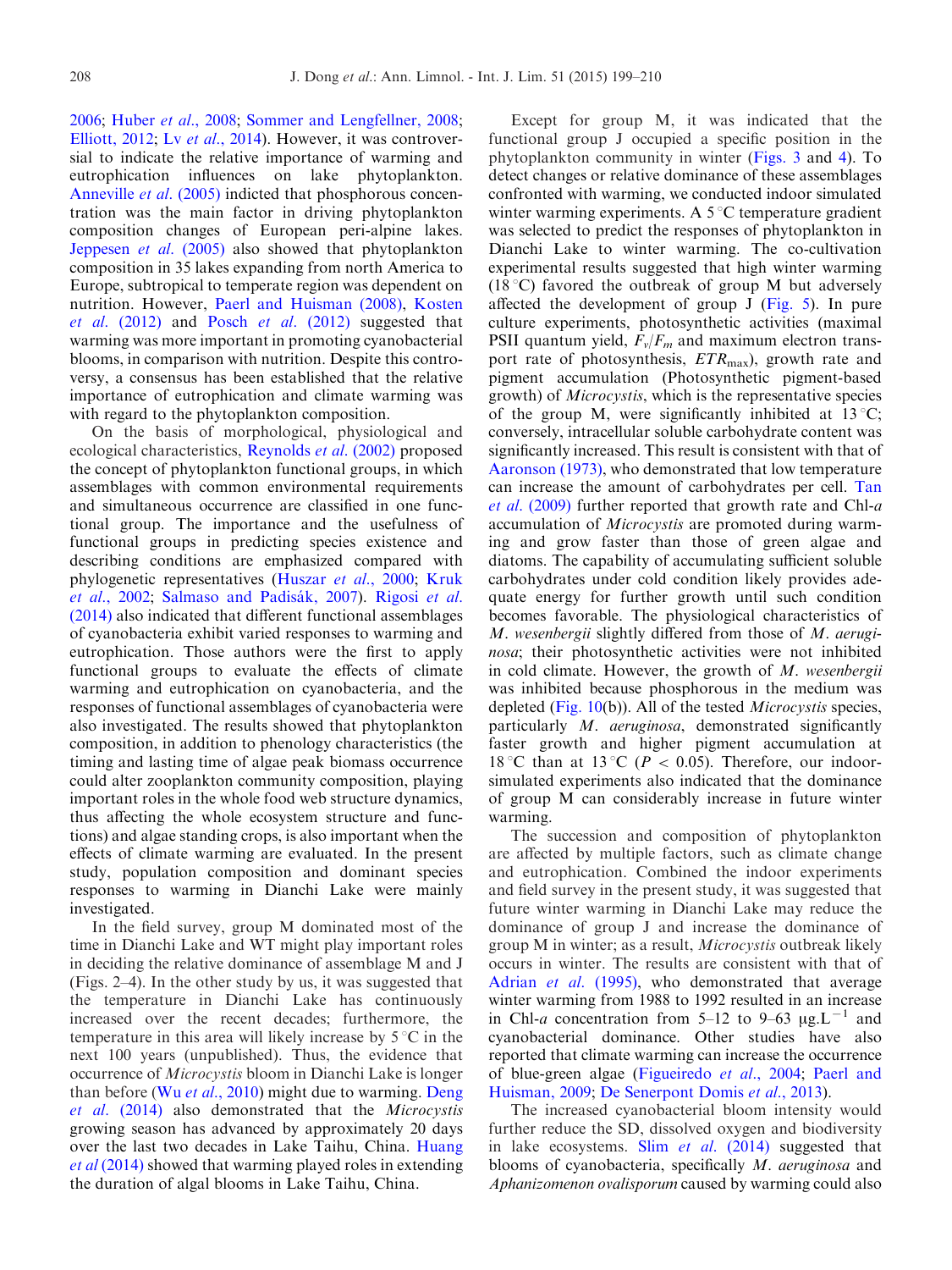2006; Huber *et al.*, 2008; Sommer and Lengfellner, 2008; Elliott, 2012; Lv *et al.*, 2014). However, it was controversial to indicate the relative importance of warming and eutrophication influences on lake phytoplankton. Anneville *et al.* (2005) indicted that phosphorous concentration was the main factor in driving phytoplankton composition changes of European peri-alpine lakes. Jeppesen *et al.* (2005) also showed that phytoplankton composition in 35 lakes expanding from north America to Europe, subtropical to temperate region was dependent on nutrition. However, Paerl and Huisman (2008), Kosten *et al.* (2012) and Posch *et al.* (2012) suggested that warming was more important in promoting cyanobacterial blooms, in comparison with nutrition. Despite this controversy, a consensus has been established that the relative importance of eutrophication and climate warming was with regard to the phytoplankton composition.

On the basis of morphological, physiological and ecological characteristics, Reynolds *et al.* (2002) proposed the concept of phytoplankton functional groups, in which assemblages with common environmental requirements and simultaneous occurrence are classified in one functional group. The importance and the usefulness of functional groups in predicting species existence and describing conditions are emphasized compared with phylogenetic representatives (Huszar *et al.*, 2000; Kruk *et al.*, 2002; Salmaso and Padisák, 2007). Rigosi *et al.* (2014) also indicated that different functional assemblages of cyanobacteria exhibit varied responses to warming and eutrophication. Those authors were the first to apply functional groups to evaluate the effects of climate warming and eutrophication on cyanobacteria, and the responses of functional assemblages of cyanobacteria were also investigated. The results showed that phytoplankton composition, in addition to phenology characteristics (the timing and lasting time of algae peak biomass occurrence could alter zooplankton community composition, playing important roles in the whole food web structure dynamics, thus affecting the whole ecosystem structure and functions) and algae standing crops, is also important when the effects of climate warming are evaluated. In the present study, population composition and dominant species responses to warming in Dianchi Lake were mainly investigated.

In the field survey, group M dominated most of the time in Dianchi Lake and WT might play important roles in deciding the relative dominance of assemblage M and J (Figs. 2–4). In the other study by us, it was suggested that the temperature in Dianchi Lake has continuously increased over the recent decades; furthermore, the temperature in this area will likely increase by 5 °C in the next 100 years (unpublished). Thus, the evidence that occurrence of *Microcystis* bloom in Dianchi Lake is longer than before (Wu *et al.*, 2010) might due to warming. Deng *et al.* (2014) also demonstrated that the *Microcystis* growing season has advanced by approximately 20 days over the last two decades in Lake Taihu, China. Huang *et al* (2014) showed that warming played roles in extending the duration of algal blooms in Lake Taihu, China.

Except for group M, it was indicated that the functional group J occupied a specific position in the phytoplankton community in winter (Figs. 3 and 4). To detect changes or relative dominance of these assemblages confronted with warming, we conducted indoor simulated winter warming experiments. A 5 °C temperature gradient was selected to predict the responses of phytoplankton in Dianchi Lake to winter warming. The co-cultivation experimental results suggested that high winter warming (18 °C) favored the outbreak of group M but adversely affected the development of group J (Fig. 5). In pure culture experiments, photosynthetic activities (maximal PSII quantum yield, $F_v/F_m$ and maximum electron transport rate of photosynthesis, $ETR_{max}$), growth rate and pigment accumulation (Photosynthetic pigment-based growth) of *Microcystis*, which is the representative species of the group M, were significantly inhibited at 13 °C; conversely, intracellular soluble carbohydrate content was significantly increased. This result is consistent with that of Aaronson (1973), who demonstrated that low temperature can increase the amount of carbohydrates per cell. Tan *et al.* (2009) further reported that growth rate and Chl-*a* accumulation of *Microcystis* are promoted during warming and grow faster than those of green algae and diatoms. The capability of accumulating sufficient soluble carbohydrates under cold condition likely provides adequate energy for further growth until such condition becomes favorable. The physiological characteristics of *M. wesenbergii* slightly differed from those of *M. aeruginosa*; their photosynthetic activities were not inhibited in cold climate. However, the growth of *M. wesenbergii* was inhibited because phosphorous in the medium was depleted (Fig. 10(b)). All of the tested *Microcystis* species, particularly *M. aeruginosa*, demonstrated significantly faster growth and higher pigment accumulation at 18 °C than at 13 °C ($P < 0.05$). Therefore, our indoor-simulated experiments also indicated that the dominance of group M can considerably increase in future winter warming.

The succession and composition of phytoplankton are affected by multiple factors, such as climate change and eutrophication. Combined the indoor experiments and field survey in the present study, it was suggested that future winter warming in Dianchi Lake may reduce the dominance of group J and increase the dominance of group M in winter; as a result, *Microcystis* outbreak likely occurs in winter. The results are consistent with that of Adrian *et al.* (1995), who demonstrated that average winter warming from 1988 to 1992 resulted in an increase in Chl-*a* concentration from 5–12 to 9–63 $\mu g.L^{-1}$ and cyanobacterial dominance. Other studies have also reported that climate warming can increase the occurrence of blue-green algae (Figueiredo *et al.*, 2004; Paerl and Huisman, 2009; De Senerpont Domis *et al.*, 2013).

The increased cyanobacterial bloom intensity would further reduce the SD, dissolved oxygen and biodiversity in lake ecosystems. Slim *et al.* (2014) suggested that blooms of cyanobacteria, specifically *M. aeruginosa* and *Aphanizomenon ovalisporum* caused by warming could also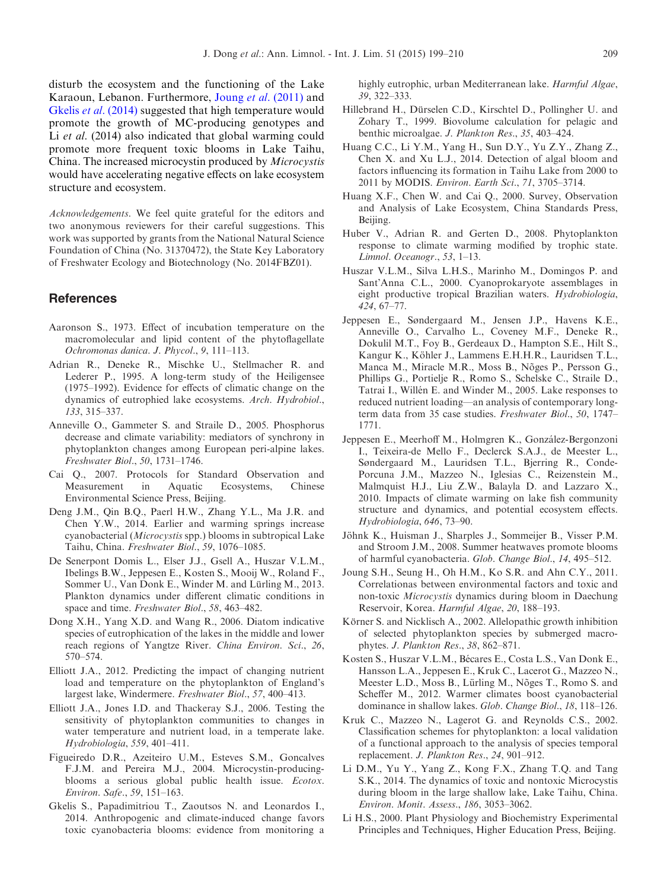disturb the ecosystem and the functioning of the Lake Karaoun, Lebanon. Furthermore, Joung *et al*. (2011) and Gkelis *et al*. (2014) suggested that high temperature would promote the growth of MC-producing genotypes and Li *et al*. (2014) also indicated that global warming could promote more frequent toxic blooms in Lake Taihu, China. The increased microcystin produced by *Microcystis* would have accelerating negative effects on lake ecosystem structure and ecosystem.

*Acknowledgements*. We feel quite grateful for the editors and two anonymous reviewers for their careful suggestions. This work was supported by grants from the National Natural Science Foundation of China (No. 31370472), the State Key Laboratory of Freshwater Ecology and Biotechnology (No. 2014FBZ01).

## References

Aaronson S., 1973. Effect of incubation temperature on the macromolecular and lipid content of the phytoflagellate *Ochromonas danica*. *J. Phycol*., *9*, 111–113.

Adrian R., Deneke R., Mischke U., Stellmacher R. and Lederer P., 1995. A long-term study of the Heiligensee (1975–1992). Evidence for effects of climatic change on the dynamics of eutrophied lake ecosystems. *Arch. Hydrobiol*., *133*, 315–337.

Anneville O., Gammeter S. and Straile D., 2005. Phosphorus decrease and climate variability: mediators of synchrony in phytoplankton changes among European peri-alpine lakes. *Freshwater Biol*., *50*, 1731–1746.

Cai Q., 2007. Protocols for Standard Observation and Measurement in Aquatic Ecosystems, Chinese Environmental Science Press, Beijing.

Deng J.M., Qin B.Q., Paerl H.W., Zhang Y.L., Ma J.R. and Chen Y.W., 2014. Earlier and warming springs increase cyanobacterial (*Microcystis* spp.) blooms in subtropical Lake Taihu, China. *Freshwater Biol*., *59*, 1076–1085.

De Senerpont Domis L., Elser J.J., Gsell A., Huszar V.L.M., Ibelings B.W., Jeppesen E., Kosten S., Mooij W., Roland F., Sommer U., Van Donk E., Winder M. and Lürling M., 2013. Plankton dynamics under different climatic conditions in space and time. *Freshwater Biol*., *58*, 463–482.

Dong X.H., Yang X.D. and Wang R., 2006. Diatom indicative species of eutrophication of the lakes in the middle and lower reach regions of Yangtze River. *China Environ. Sci*., *26*, 570–574.

Elliott J.A., 2012. Predicting the impact of changing nutrient load and temperature on the phytoplankton of England's largest lake, Windermere. *Freshwater Biol*., *57*, 400–413.

Elliott J.A., Jones I.D. and Thackeray S.J., 2006. Testing the sensitivity of phytoplankton communities to changes in water temperature and nutrient load, in a temperate lake. *Hydrobiologia*, *559*, 401–411.

Figueiredo D.R., Azeiteiro U.M., Esteves S.M., Goncalves F.J.M. and Pereira M.J., 2004. Microcystin-producing-blooms a serious global public health issue. *Ecotox. Environ. Safe*., *59*, 151–163.

Gkelis S., Papadimitriou T., Zaoutsos N. and Leonardos I., 2014. Anthropogenic and climate-induced change favors toxic cyanobacteria blooms: evidence from monitoring a highly eutrophic, urban Mediterranean lake. *Harmful Algae*, *39*, 322–333.

Hillebrand H., Dürselen C.D., Kirschtel D., Pollingher U. and Zohary T., 1999. Biovolume calculation for pelagic and benthic microalgae. *J. Plankton Res*., *35*, 403–424.

Huang C.C., Li Y.M., Yang H., Sun D.Y., Yu Z.Y., Zhang Z., Chen X. and Xu L.J., 2014. Detection of algal bloom and factors influencing its formation in Taihu Lake from 2000 to 2011 by MODIS. *Environ. Earth Sci*., *71*, 3705–3714.

Huang X.F., Chen W. and Cai Q., 2000. Survey, Observation and Analysis of Lake Ecosystem, China Standards Press, Beijing.

Huber V., Adrian R. and Gerten D., 2008. Phytoplankton response to climate warming modified by trophic state. *Limnol. Oceanogr*., *53*, 1–13.

Huszar V.L.M., Silva L.H.S., Marinho M., Domingos P. and Sant'Anna C.L., 2000. Cyanoprokaryote assemblages in eight productive tropical Brazilian waters. *Hydrobiologia*, *424*, 67–77.

Jeppesen E., Søndergaard M., Jensen J.P., Havens K.E., Anneville O., Carvalho L., Coveney M.F., Deneke R., Dokulil M.T., Foy B., Gerdeaux D., Hampton S.E., Hilt S., Kangur K., Köhler J., Lammens E.H.H.R., Lauridsen T.L., Manca M., Miracle M.R., Moss B., Nõges P., Persson G., Phillips G., Portielje R., Romo S., Schelske C., Straile D., Tatrai I., Willén E. and Winder M., 2005. Lake responses to reduced nutrient loading—an analysis of contemporary long-term data from 35 case studies. *Freshwater Biol*., *50*, 1747–1771.

Jeppesen E., Meerhoff M., Holmgren K., González-Bergonzoni I., Teixeira-de Mello F., Declerck S.A.J., de Meester L., Søndergaard M., Lauridsen T.L., Bjerring R., Conde-Porcuna J.M., Mazzeo N., Iglesias C., Reizenstein M., Malmquist H.J., Liu Z.W., Balayla D. and Lazzaro X., 2010. Impacts of climate warming on lake fish community structure and dynamics, and potential ecosystem effects. *Hydrobiologia*, *646*, 73–90.

Jöhnk K., Huisman J., Sharples J., Sommeijer B., Visser P.M. and Stroom J.M., 2008. Summer heatwaves promote blooms of harmful cyanobacteria. *Glob. Change Biol*., *14*, 495–512.

Joung S.H., Seung H., Oh H.M., Ko S.R. and Ahn C.Y., 2011. Correlationas between environmental factors and toxic and non-toxic *Microcystis* dynamics during bloom in Daechung Reservoir, Korea. *Harmful Algae*, *20*, 188–193.

Körner S. and Nicklisch A., 2002. Allelopathic growth inhibition of selected phytoplankton species by submerged macrophytes. *J. Plankton Res*., *38*, 862–871.

Kosten S., Huszar V.L.M., Bécares E., Costa L.S., Van Donk E., Hansson L.A., Jeppesen E., Kruk C., Lacerot G., Mazzeo N., Meester L.D., Moss B., Lürling M., Nõges T., Romo S. and Scheffer M., 2012. Warmer climates boost cyanobacterial dominance in shallow lakes. *Glob. Change Biol*., *18*, 118–126.

Kruk C., Mazzeo N., Lagerot G. and Reynolds C.S., 2002. Classification schemes for phytoplankton: a local validation of a functional approach to the analysis of species temporal replacement. *J. Plankton Res*., *24*, 901–912.

Li D.M., Yu Y., Yang Z., Kong F.X., Zhang T.Q. and Tang S.K., 2014. The dynamics of toxic and nontoxic Microcystis during bloom in the large shallow lake, Lake Taihu, China. *Environ. Monit. Assess*., *186*, 3053–3062.

Li H.S., 2000. Plant Physiology and Biochemistry Experimental Principles and Techniques, Higher Education Press, Beijing.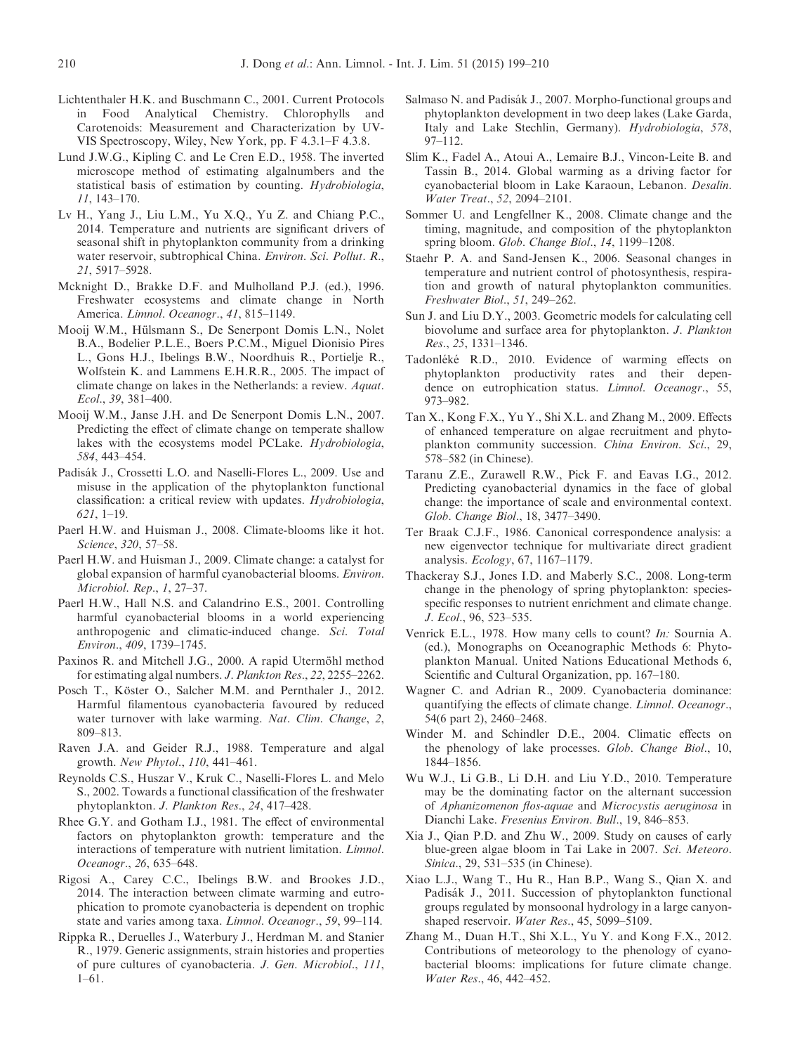Lichtenthaler H.K. and Buschmann C., 2001. Current Protocols in Food Analytical Chemistry. Chlorophylls and Carotenoids: Measurement and Characterization by UV-VIS Spectroscopy, Wiley, New York, pp. F 4.3.1–F 4.3.8.

Lund J.W.G., Kipling C. and Le Cren E.D., 1958. The inverted microscope method of estimating algalnumbers and the statistical basis of estimation by counting. *Hydrobiologia*, *11*, 143–170.

Lv H., Yang J., Liu L.M., Yu X.Q., Yu Z. and Chiang P.C., 2014. Temperature and nutrients are significant drivers of seasonal shift in phytoplankton community from a drinking water reservoir, subtrophical China. *Environ. Sci. Pollut. R.*, *21*, 5917–5928.

Mcknight D., Brakke D.F. and Mulholland P.J. (ed.), 1996. Freshwater ecosystems and climate change in North America. *Limnol. Oceanogr.*, *41*, 815–1149.

Mooij W.M., Hülsmann S., De Senerpont Domis L.N., Nolet B.A., Bodelier P.L.E., Boers P.C.M., Miguel Dionisio Pires L., Gons H.J., Ibelings B.W., Noordhuis R., Portielje R., Wolfstein K. and Lammens E.H.R.R., 2005. The impact of climate change on lakes in the Netherlands: a review. *Aquat. Ecol.*, *39*, 381–400.

Mooij W.M., Janse J.H. and De Senerpont Domis L.N., 2007. Predicting the effect of climate change on temperate shallow lakes with the ecosystems model PCLake. *Hydrobiologia*, *584*, 443–454.

Padisák J., Crossetti L.O. and Naselli-Flores L., 2009. Use and misuse in the application of the phytoplankton functional classification: a critical review with updates. *Hydrobiologia*, *621*, 1–19.

Paerl H.W. and Huisman J., 2008. Climate-blooms like it hot. *Science*, *320*, 57–58.

Paerl H.W. and Huisman J., 2009. Climate change: a catalyst for global expansion of harmful cyanobacterial blooms. *Environ. Microbiol. Rep.*, *1*, 27–37.

Paerl H.W., Hall N.S. and Calandrino E.S., 2001. Controlling harmful cyanobacterial blooms in a world experiencing anthropogenic and climatic-induced change. *Sci. Total Environ.*, *409*, 1739–1745.

Paxinos R. and Mitchell J.G., 2000. A rapid Utermöhl method for estimating algal numbers. *J. Plankton Res.*, *22*, 2255–2262.

Posch T., Köster O., Salcher M.M. and Pernthaler J., 2012. Harmful filamentous cyanobacteria favoured by reduced water turnover with lake warming. *Nat. Clim. Change*, *2*, 809–813.

Raven J.A. and Geider R.J., 1988. Temperature and algal growth. *New Phytol.*, *110*, 441–461.

Reynolds C.S., Huszar V., Kruk C., Naselli-Flores L. and Melo S., 2002. Towards a functional classification of the freshwater phytoplankton. *J. Plankton Res.*, *24*, 417–428.

Rhee G.Y. and Gotham I.J., 1981. The effect of environmental factors on phytoplankton growth: temperature and the interactions of temperature with nutrient limitation. *Limnol. Oceanogr.*, *26*, 635–648.

Rigosi A., Carey C.C., Ibelings B.W. and Brookes J.D., 2014. The interaction between climate warming and eutrophication to promote cyanobacteria is dependent on trophic state and varies among taxa. *Limnol. Oceanogr.*, *59*, 99–114.

Rippka R., Deruelles J., Waterbury J., Herdman M. and Stanier R., 1979. Generic assignments, strain histories and properties of pure cultures of cyanobacteria. *J. Gen. Microbiol.*, *111*, 1–61.

Salmaso N. and Padisák J., 2007. Morpho-functional groups and phytoplankton development in two deep lakes (Lake Garda, Italy and Lake Stechlin, Germany). *Hydrobiologia*, *578*, 97–112.

Slim K., Fadel A., Atoui A., Lemaire B.J., Vincon-Leite B. and Tassin B., 2014. Global warming as a driving factor for cyanobacterial bloom in Lake Karaoun, Lebanon. *Desalin. Water Treat.*, *52*, 2094–2101.

Sommer U. and Lengfellner K., 2008. Climate change and the timing, magnitude, and composition of the phytoplankton spring bloom. *Glob. Change Biol.*, *14*, 1199–1208.

Staehr P. A. and Sand-Jensen K., 2006. Seasonal changes in temperature and nutrient control of photosynthesis, respiration and growth of natural phytoplankton communities. *Freshwater Biol.*, *51*, 249–262.

Sun J. and Liu D.Y., 2003. Geometric models for calculating cell biovolume and surface area for phytoplankton. *J. Plankton Res.*, *25*, 1331–1346.

Tadonléké R.D., 2010. Evidence of warming effects on phytoplankton productivity rates and their dependence on eutrophication status. *Limnol. Oceanogr.*, 55, 973–982.

Tan X., Kong F.X., Yu Y., Shi X.L. and Zhang M., 2009. Effects of enhanced temperature on algae recruitment and phytoplankton community succession. *China Environ. Sci.*, 29, 578–582 (in Chinese).

Taranu Z.E., Zurawell R.W., Pick F. and Eavas I.G., 2012. Predicting cyanobacterial dynamics in the face of global change: the importance of scale and environmental context. *Glob. Change Biol.*, 18, 3477–3490.

Ter Braak C.J.F., 1986. Canonical correspondence analysis: a new eigenvector technique for multivariate direct gradient analysis. *Ecology*, 67, 1167–1179.

Thackeray S.J., Jones I.D. and Maberly S.C., 2008. Long-term change in the phenology of spring phytoplankton: species-specific responses to nutrient enrichment and climate change. *J. Ecol.*, 96, 523–535.

Venrick E.L., 1978. How many cells to count? *In:* Sournia A. (ed.), Monographs on Oceanographic Methods 6: Phytoplankton Manual. United Nations Educational Methods 6, Scientific and Cultural Organization, pp. 167–180.

Wagner C. and Adrian R., 2009. Cyanobacteria dominance: quantifying the effects of climate change. *Limnol. Oceanogr.*, 54(6 part 2), 2460–2468.

Winder M. and Schindler D.E., 2004. Climatic effects on the phenology of lake processes. *Glob. Change Biol.*, 10, 1844–1856.

Wu W.J., Li G.B., Li D.H. and Liu Y.D., 2010. Temperature may be the dominating factor on the alternant succession of *Aphanizomenon flos-aquae* and *Microcystis aeruginosa* in Dianchi Lake. *Fresenius Environ. Bull.*, 19, 846–853.

Xia J., Qian P.D. and Zhu W., 2009. Study on causes of early blue-green algae bloom in Tai Lake in 2007. *Sci. Meteoro. Sinica.*, 29, 531–535 (in Chinese).

Xiao L.J., Wang T., Hu R., Han B.P., Wang S., Qian X. and Padisák J., 2011. Succession of phytoplankton functional groups regulated by monsoonal hydrology in a large canyon-shaped reservoir. *Water Res.*, 45, 5099–5109.

Zhang M., Duan H.T., Shi X.L., Yu Y. and Kong F.X., 2012. Contributions of meteorology to the phenology of cyanobacterial blooms: implications for future climate change. *Water Res.*, 46, 442–452.